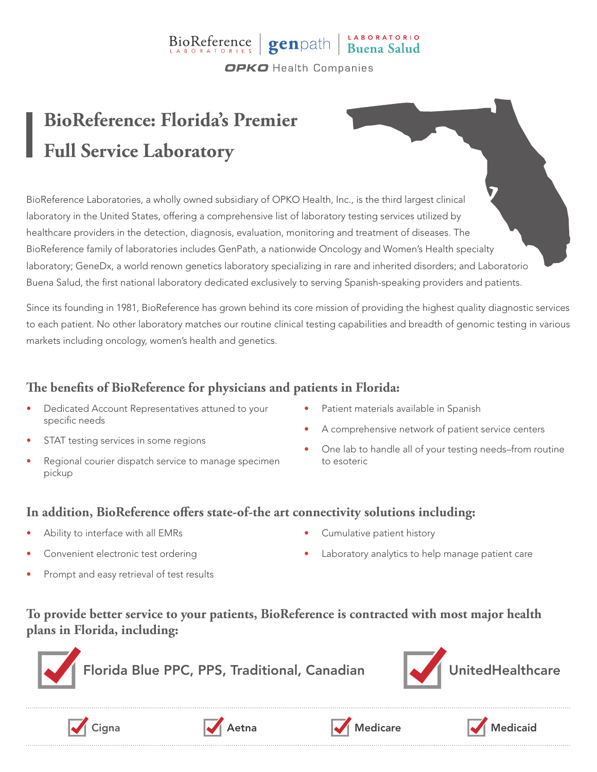BioReference Laboratories | genpath | Laboratorio Buena Salud

OPKO Health Companies

# BioReference: Florida's Premier Full Service Laboratory

BioReference Laboratories, a wholly owned subsidiary of OPKO Health, Inc., is the third largest clinical laboratory in the United States, offering a comprehensive list of laboratory testing services utilized by healthcare providers in the detection, diagnosis, evaluation, monitoring and treatment of diseases. The BioReference family of laboratories includes GenPath, a nationwide Oncology and Women's Health specialty laboratory; GeneDx, a world renown genetics laboratory specializing in rare and inherited disorders; and Laboratorio Buena Salud, the first national laboratory dedicated exclusively to serving Spanish-speaking providers and patients.

Since its founding in 1981, BioReference has grown behind its core mission of providing the highest quality diagnostic services to each patient. No other laboratory matches our routine clinical testing capabilities and breadth of genomic testing in various markets including oncology, women's health and genetics.

## The benefits of BioReference for physicians and patients in Florida:

- Dedicated Account Representatives attuned to your specific needs
- STAT testing services in some regions
- Regional courier dispatch service to manage specimen pickup
- Patient materials available in Spanish
- A comprehensive network of patient service centers
- One lab to handle all of your testing needs–from routine to esoteric

## In addition, BioReference offers state-of-the art connectivity solutions including:

- Ability to interface with all EMRs
- Convenient electronic test ordering
- Prompt and easy retrieval of test results
- Cumulative patient history
- Laboratory analytics to help manage patient care

## To provide better service to your patients, BioReference is contracted with most major health plans in Florida, including:

- ☑ Florida Blue PPC, PPS, Traditional, Canadian
- ☑ UnitedHealthcare
- ☑ Cigna
- ☑ Aetna
- ☑ Medicare
- ☑ Medicaid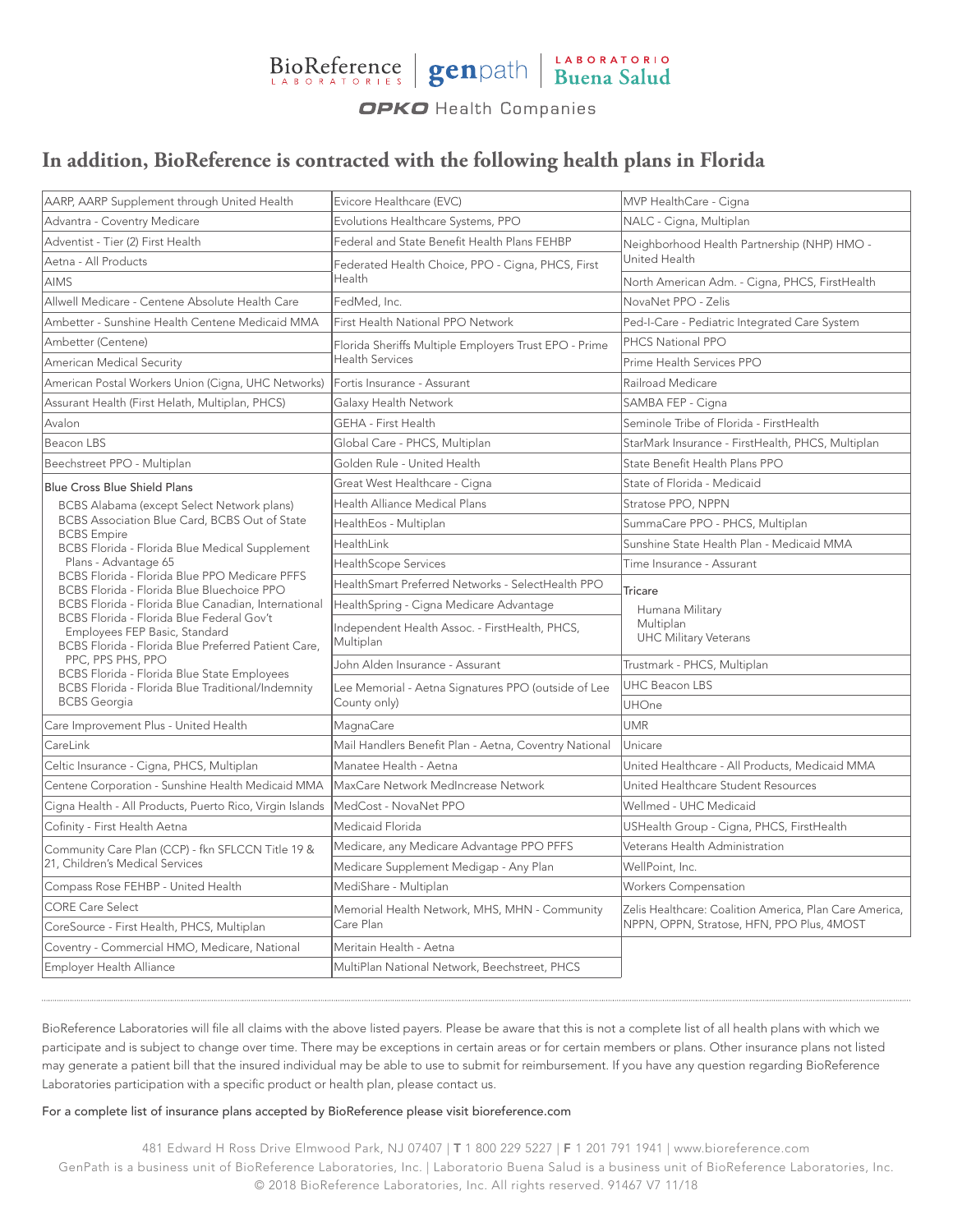BioReference LABORATORIES | genpath | LABORATORIO Buena Salud

OPKO Health Companies

## In addition, BioReference is contracted with the following health plans in Florida

| | | |
|---|---|---|
| AARP, AARP Supplement through United Health | Evicore Healthcare (EVC) | MVP HealthCare - Cigna |
| Advantra - Coventry Medicare | Evolutions Healthcare Systems, PPO | NALC - Cigna, Multiplan |
| Adventist - Tier (2) First Health | Federal and State Benefit Health Plans FEHBP | Neighborhood Health Partnership (NHP) HMO - United Health |
| Aetna - All Products | Federated Health Choice, PPO - Cigna, PHCS, First Health | |
| AIMS | | North American Adm. - Cigna, PHCS, FirstHealth |
| Allwell Medicare - Centene Absolute Health Care | FedMed, Inc. | NovaNet PPO - Zelis |
| Ambetter - Sunshine Health Centene Medicaid MMA | First Health National PPO Network | Ped-I-Care - Pediatric Integrated Care System |
| Ambetter (Centene) | Florida Sheriffs Multiple Employers Trust EPO - Prime Health Services | PHCS National PPO |
| American Medical Security | | Prime Health Services PPO |
| American Postal Workers Union (Cigna, UHC Networks) | Fortis Insurance - Assurant | Railroad Medicare |
| Assurant Health (First Helath, Multiplan, PHCS) | Galaxy Health Network | SAMBA FEP - Cigna |
| Avalon | GEHA - First Health | Seminole Tribe of Florida - FirstHealth |
| Beacon LBS | Global Care - PHCS, Multiplan | StarMark Insurance - FirstHealth, PHCS, Multiplan |
| Beechstreet PPO - Multiplan | Golden Rule - United Health | State Benefit Health Plans PPO |
| Blue Cross Blue Shield Plans<br>BCBS Alabama (except Select Network plans)<br>BCBS Association Blue Card, BCBS Out of State<br>BCBS Empire<br>BCBS Florida - Florida Blue Medical Supplement Plans - Advantage 65<br>BCBS Florida - Florida Blue PPO Medicare PFFS<br>BCBS Florida - Florida Blue Bluechoice PPO<br>BCBS Florida - Florida Blue Canadian, International<br>BCBS Florida - Florida Blue Federal Gov't Employees FEP Basic, Standard<br>BCBS Florida - Florida Blue Preferred Patient Care, PPC, PPS PHS, PPO<br>BCBS Florida - Florida Blue State Employees<br>BCBS Florida - Florida Blue Traditional/Indemnity<br>BCBS Georgia | Great West Healthcare - Cigna | State of Florida - Medicaid |
| | Health Alliance Medical Plans | Stratose PPO, NPPN |
| | HealthEos - Multiplan | SummaCare PPO - PHCS, Multiplan |
| | HealthLink | Sunshine State Health Plan - Medicaid MMA |
| | HealthScope Services | Time Insurance - Assurant |
| | HealthSmart Preferred Networks - SelectHealth PPO | Tricare<br>Humana Military<br>Multiplan<br>UHC Military Veterans |
| | HealthSpring - Cigna Medicare Advantage | |
| | Independent Health Assoc. - FirstHealth, PHCS, Multiplan | |
| | John Alden Insurance - Assurant | Trustmark - PHCS, Multiplan |
| | Lee Memorial - Aetna Signatures PPO (outside of Lee County only) | UHC Beacon LBS |
| | | UHOne |
| Care Improvement Plus - United Health | MagnaCare | UMR |
| CareLink | Mail Handlers Benefit Plan - Aetna, Coventry National | Unicare |
| Celtic Insurance - Cigna, PHCS, Multiplan | Manatee Health - Aetna | United Healthcare - All Products, Medicaid MMA |
| Centene Corporation - Sunshine Health Medicaid MMA | MaxCare Network MedIncrease Network | United Healthcare Student Resources |
| Cigna Health - All Products, Puerto Rico, Virgin Islands | MedCost - NovaNet PPO | Wellmed - UHC Medicaid |
| Cofinity - First Health Aetna | Medicaid Florida | USHealth Group - Cigna, PHCS, FirstHealth |
| Community Care Plan (CCP) - fkn SFLCCN Title 19 & 21, Children's Medical Services | Medicare, any Medicare Advantage PPO PFFS | Veterans Health Administration |
| | Medicare Supplement Medigap - Any Plan | WellPoint, Inc. |
| Compass Rose FEHBP - United Health | MediShare - Multiplan | Workers Compensation |
| CORE Care Select | Memorial Health Network, MHS, MHN - Community Care Plan | Zelis Healthcare: Coalition America, Plan Care America, NPPN, OPPN, Stratose, HFN, PPO Plus, 4MOST |
| CoreSource - First Health, PHCS, Multiplan | | |
| Coventry - Commercial HMO, Medicare, National | Meritain Health - Aetna | |
| Employer Health Alliance | MultiPlan National Network, Beechstreet, PHCS | |

BioReference Laboratories will file all claims with the above listed payers. Please be aware that this is not a complete list of all health plans with which we participate and is subject to change over time. There may be exceptions in certain areas or for certain members or plans. Other insurance plans not listed may generate a patient bill that the insured individual may be able to use to submit for reimbursement. If you have any question regarding BioReference Laboratories participation with a specific product or health plan, please contact us.

For a complete list of insurance plans accepted by BioReference please visit bioreference.com

481 Edward H Ross Drive Elmwood Park, NJ 07407 | **T** 1 800 229 5227 | **F** 1 201 791 1941 | www.bioreference.com
GenPath is a business unit of BioReference Laboratories, Inc. | Laboratorio Buena Salud is a business unit of BioReference Laboratories, Inc.
© 2018 BioReference Laboratories, Inc. All rights reserved. 91467 V7 11/18